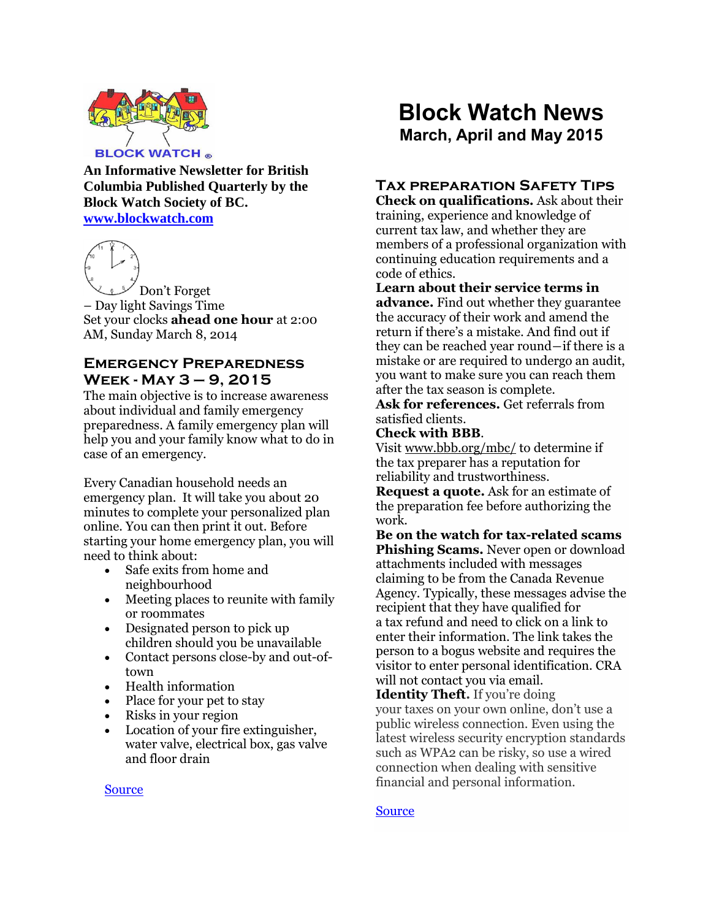BLOCK WATCH ®

**An Informative Newsletter for British Columbia Published Quarterly by the Block Watch Society of BC.**
**www.blockwatch.com**

# Block Watch News

## March, April and May 2015

Don't Forget – Day light Savings Time
Set your clocks **ahead one hour** at 2:00 AM, Sunday March 8, 2014

### Emergency Preparedness Week - May 3 – 9, 2015

The main objective is to increase awareness about individual and family emergency preparedness. A family emergency plan will help you and your family know what to do in case of an emergency.

Every Canadian household needs an emergency plan. It will take you about 20 minutes to complete your personalized plan online. You can then print it out. Before starting your home emergency plan, you will need to think about:

- Safe exits from home and neighbourhood
- Meeting places to reunite with family or roommates
- Designated person to pick up children should you be unavailable
- Contact persons close-by and out-of-town
- Health information
- Place for your pet to stay
- Risks in your region
- Location of your fire extinguisher, water valve, electrical box, gas valve and floor drain

Source

### Tax preparation Safety Tips

**Check on qualifications.** Ask about their training, experience and knowledge of current tax law, and whether they are members of a professional organization with continuing education requirements and a code of ethics.

**Learn about their service terms in advance.** Find out whether they guarantee the accuracy of their work and amend the return if there's a mistake. And find out if they can be reached year round—if there is a mistake or are required to undergo an audit, you want to make sure you can reach them after the tax season is complete.

**Ask for references.** Get referrals from satisfied clients.

**Check with BBB**.
Visit www.bbb.org/mbc/ to determine if the tax preparer has a reputation for reliability and trustworthiness.

**Request a quote.** Ask for an estimate of the preparation fee before authorizing the work.

**Be on the watch for tax-related scams**

**Phishing Scams.** Never open or download attachments included with messages claiming to be from the Canada Revenue Agency. Typically, these messages advise the recipient that they have qualified for a tax refund and need to click on a link to enter their information. The link takes the person to a bogus website and requires the visitor to enter personal identification. CRA will not contact you via email.

**Identity Theft.** If you're doing your taxes on your own online, don't use a public wireless connection. Even using the latest wireless security encryption standards such as WPA2 can be risky, so use a wired connection when dealing with sensitive financial and personal information.

Source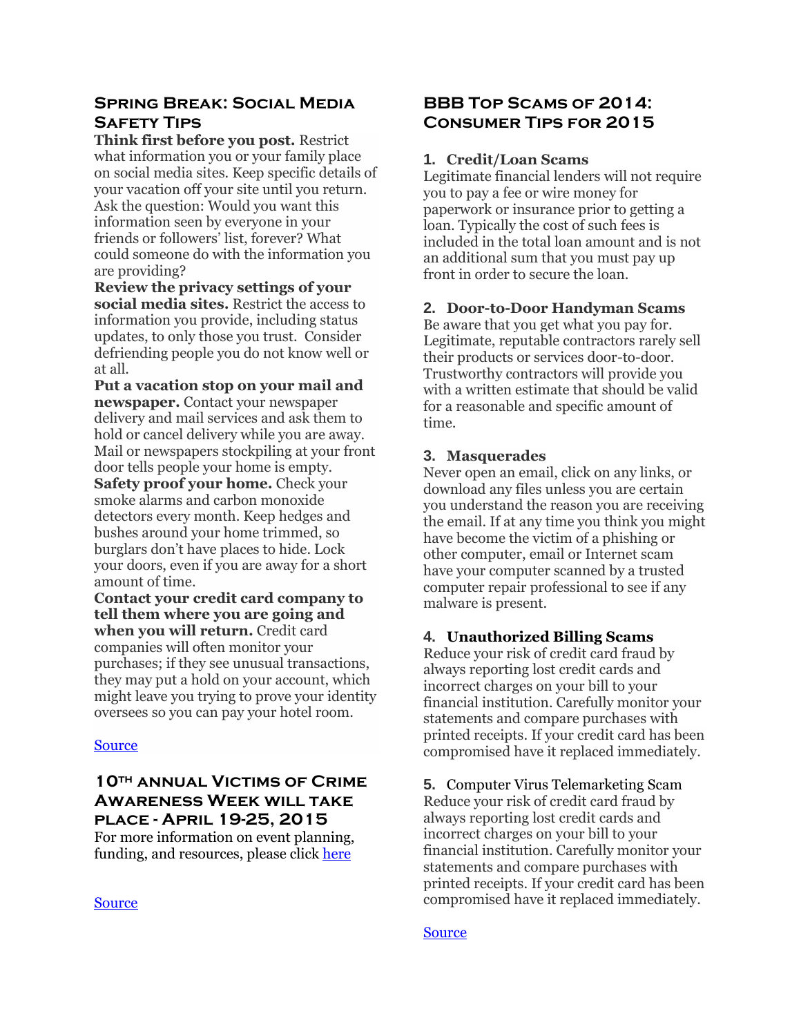## Spring Break: Social Media Safety Tips

**Think first before you post.** Restrict what information you or your family place on social media sites. Keep specific details of your vacation off your site until you return. Ask the question: Would you want this information seen by everyone in your friends or followers' list, forever? What could someone do with the information you are providing?

**Review the privacy settings of your social media sites.** Restrict the access to information you provide, including status updates, to only those you trust. Consider defriending people you do not know well or at all.

**Put a vacation stop on your mail and newspaper.** Contact your newspaper delivery and mail services and ask them to hold or cancel delivery while you are away. Mail or newspapers stockpiling at your front door tells people your home is empty.

**Safety proof your home.** Check your smoke alarms and carbon monoxide detectors every month. Keep hedges and bushes around your home trimmed, so burglars don't have places to hide. Lock your doors, even if you are away for a short amount of time.

**Contact your credit card company to tell them where you are going and when you will return.** Credit card companies will often monitor your purchases; if they see unusual transactions, they may put a hold on your account, which might leave you trying to prove your identity oversees so you can pay your hotel room.

Source

## 10th annual Victims of Crime Awareness Week will take place - April 19-25, 2015

For more information on event planning, funding, and resources, please click here

Source

## BBB Top Scams of 2014: Consumer Tips for 2015

1. **Credit/Loan Scams**

Legitimate financial lenders will not require you to pay a fee or wire money for paperwork or insurance prior to getting a loan. Typically the cost of such fees is included in the total loan amount and is not an additional sum that you must pay up front in order to secure the loan.

2. **Door-to-Door Handyman Scams**

Be aware that you get what you pay for. Legitimate, reputable contractors rarely sell their products or services door-to-door. Trustworthy contractors will provide you with a written estimate that should be valid for a reasonable and specific amount of time.

3. **Masquerades**

Never open an email, click on any links, or download any files unless you are certain you understand the reason you are receiving the email. If at any time you think you might have become the victim of a phishing or other computer, email or Internet scam have your computer scanned by a trusted computer repair professional to see if any malware is present.

4. **Unauthorized Billing Scams**

Reduce your risk of credit card fraud by always reporting lost credit cards and incorrect charges on your bill to your financial institution. Carefully monitor your statements and compare purchases with printed receipts. If your credit card has been compromised have it replaced immediately.

5. Computer Virus Telemarketing Scam

Reduce your risk of credit card fraud by always reporting lost credit cards and incorrect charges on your bill to your financial institution. Carefully monitor your statements and compare purchases with printed receipts. If your credit card has been compromised have it replaced immediately.

Source